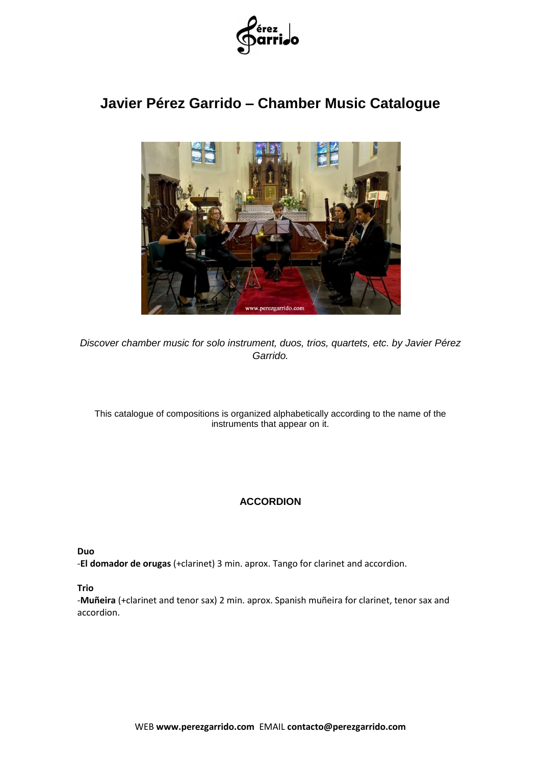# Javier Pérez Garrido – Chamber Music Catalogue

*Discover chamber music for solo instrument, duos, trios, quartets, etc. by Javier Pérez Garrido.*

This catalogue of compositions is organized alphabetically according to the name of the instruments that appear on it.

## ACCORDION

**Duo**

-**El domador de orugas** (+clarinet) 3 min. aprox. Tango for clarinet and accordion.

**Trio**

-**Muñeira** (+clarinet and tenor sax) 2 min. aprox. Spanish muñeira for clarinet, tenor sax and accordion.

WEB **www.perezgarrido.com** EMAIL **contacto@perezgarrido.com**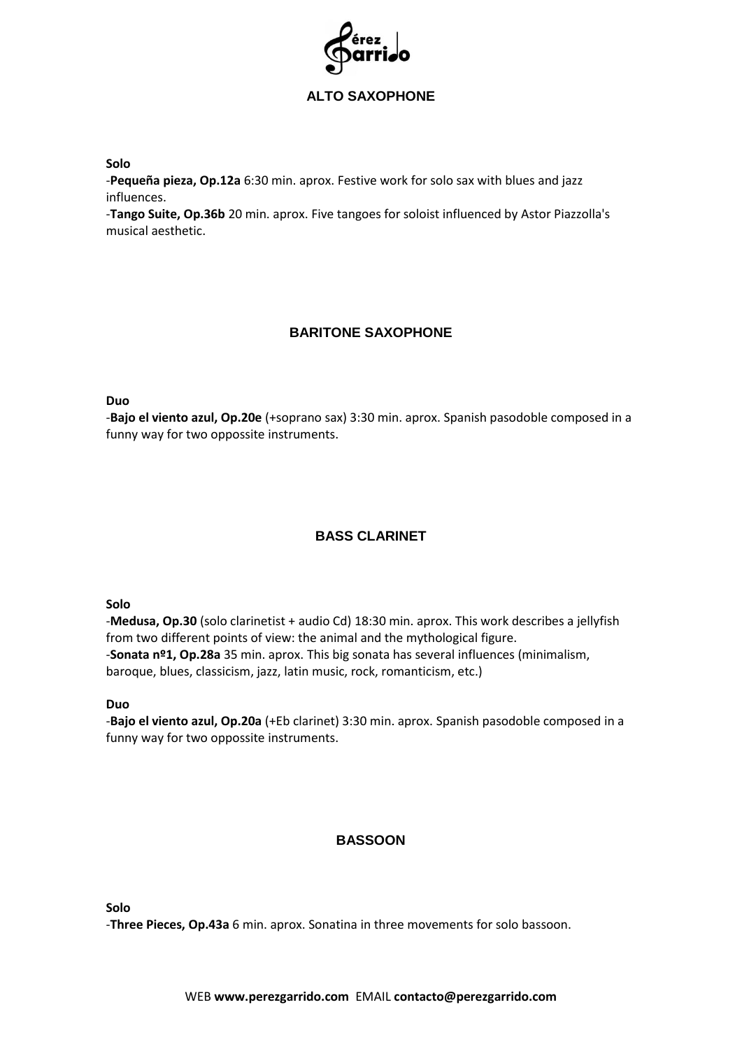## ALTO SAXOPHONE

**Solo**

-**Pequeña pieza, Op.12a** 6:30 min. aprox. Festive work for solo sax with blues and jazz influences.
-**Tango Suite, Op.36b** 20 min. aprox. Five tangoes for soloist influenced by Astor Piazzolla's musical aesthetic.

## BARITONE SAXOPHONE

**Duo**

-**Bajo el viento azul, Op.20e** (+soprano sax) 3:30 min. aprox. Spanish pasodoble composed in a funny way for two oppossite instruments.

## BASS CLARINET

**Solo**

-**Medusa, Op.30** (solo clarinetist + audio Cd) 18:30 min. aprox. This work describes a jellyfish from two different points of view: the animal and the mythological figure.
-**Sonata nº1, Op.28a** 35 min. aprox. This big sonata has several influences (minimalism, baroque, blues, classicism, jazz, latin music, rock, romanticism, etc.)

**Duo**

-**Bajo el viento azul, Op.20a** (+Eb clarinet) 3:30 min. aprox. Spanish pasodoble composed in a funny way for two oppossite instruments.

## BASSOON

**Solo**

-**Three Pieces, Op.43a** 6 min. aprox. Sonatina in three movements for solo bassoon.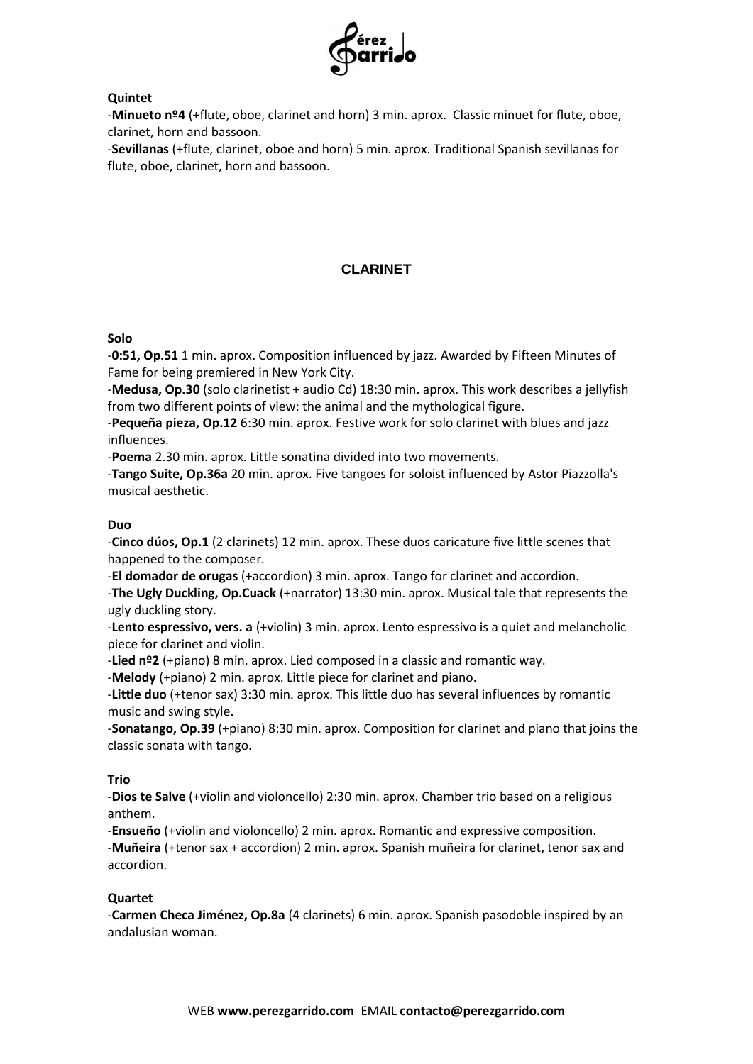**Quintet**

-**Minueto nº4** (+flute, oboe, clarinet and horn) 3 min. aprox. Classic minuet for flute, oboe, clarinet, horn and bassoon.

-**Sevillanas** (+flute, clarinet, oboe and horn) 5 min. aprox. Traditional Spanish sevillanas for flute, oboe, clarinet, horn and bassoon.

## CLARINET

**Solo**

-**0:51, Op.51** 1 min. aprox. Composition influenced by jazz. Awarded by Fifteen Minutes of Fame for being premiered in New York City.

-**Medusa, Op.30** (solo clarinetist + audio Cd) 18:30 min. aprox. This work describes a jellyfish from two different points of view: the animal and the mythological figure.

-**Pequeña pieza, Op.12** 6:30 min. aprox. Festive work for solo clarinet with blues and jazz influences.

-**Poema** 2.30 min. aprox. Little sonatina divided into two movements.

-**Tango Suite, Op.36a** 20 min. aprox. Five tangoes for soloist influenced by Astor Piazzolla's musical aesthetic.

**Duo**

-**Cinco dúos, Op.1** (2 clarinets) 12 min. aprox. These duos caricature five little scenes that happened to the composer.

-**El domador de orugas** (+accordion) 3 min. aprox. Tango for clarinet and accordion.

-**The Ugly Duckling, Op.Cuack** (+narrator) 13:30 min. aprox. Musical tale that represents the ugly duckling story.

-**Lento espressivo, vers. a** (+violin) 3 min. aprox. Lento espressivo is a quiet and melancholic piece for clarinet and violin.

-**Lied nº2** (+piano) 8 min. aprox. Lied composed in a classic and romantic way.

-**Melody** (+piano) 2 min. aprox. Little piece for clarinet and piano.

-**Little duo** (+tenor sax) 3:30 min. aprox. This little duo has several influences by romantic music and swing style.

-**Sonatango, Op.39** (+piano) 8:30 min. aprox. Composition for clarinet and piano that joins the classic sonata with tango.

**Trio**

-**Dios te Salve** (+violin and violoncello) 2:30 min. aprox. Chamber trio based on a religious anthem.

-**Ensueño** (+violin and violoncello) 2 min. aprox. Romantic and expressive composition.

-**Muñeira** (+tenor sax + accordion) 2 min. aprox. Spanish muñeira for clarinet, tenor sax and accordion.

**Quartet**

-**Carmen Checa Jiménez, Op.8a** (4 clarinets) 6 min. aprox. Spanish pasodoble inspired by an andalusian woman.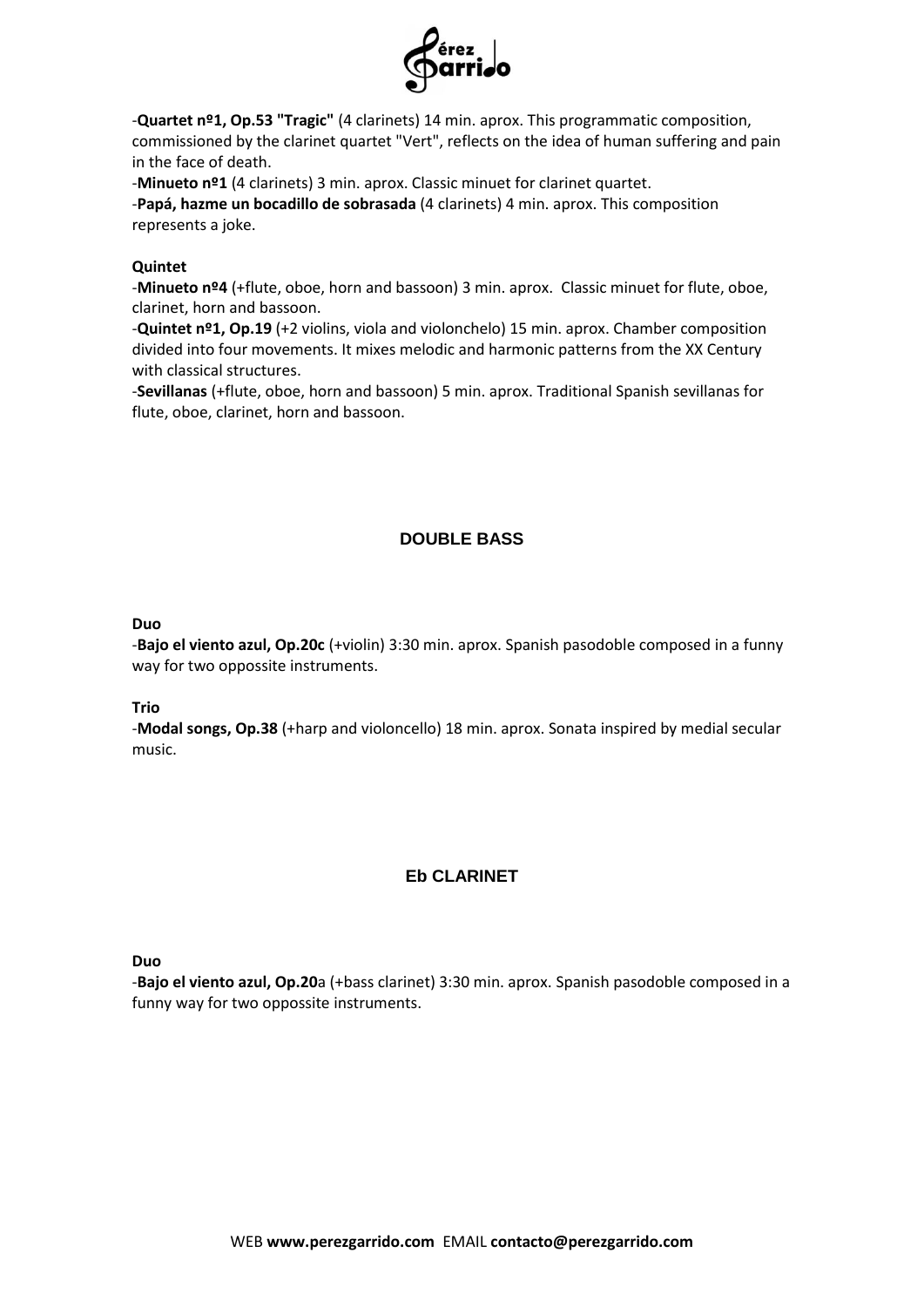-**Quartet nº1, Op.53 "Tragic"** (4 clarinets) 14 min. aprox. This programmatic composition, commissioned by the clarinet quartet "Vert", reflects on the idea of human suffering and pain in the face of death.
-**Minueto nº1** (4 clarinets) 3 min. aprox. Classic minuet for clarinet quartet.
-**Papá, hazme un bocadillo de sobrasada** (4 clarinets) 4 min. aprox. This composition represents a joke.

**Quintet**
-**Minueto nº4** (+flute, oboe, horn and bassoon) 3 min. aprox. Classic minuet for flute, oboe, clarinet, horn and bassoon.
-**Quintet nº1, Op.19** (+2 violins, viola and violonchelo) 15 min. aprox. Chamber composition divided into four movements. It mixes melodic and harmonic patterns from the XX Century with classical structures.
-**Sevillanas** (+flute, oboe, horn and bassoon) 5 min. aprox. Traditional Spanish sevillanas for flute, oboe, clarinet, horn and bassoon.

## DOUBLE BASS

**Duo**
-**Bajo el viento azul, Op.20c** (+violin) 3:30 min. aprox. Spanish pasodoble composed in a funny way for two opposite instruments.

**Trio**
-**Modal songs, Op.38** (+harp and violoncello) 18 min. aprox. Sonata inspired by medial secular music.

## Eb CLARINET

**Duo**
-**Bajo el viento azul, Op.20**a (+bass clarinet) 3:30 min. aprox. Spanish pasodoble composed in a funny way for two opposite instruments.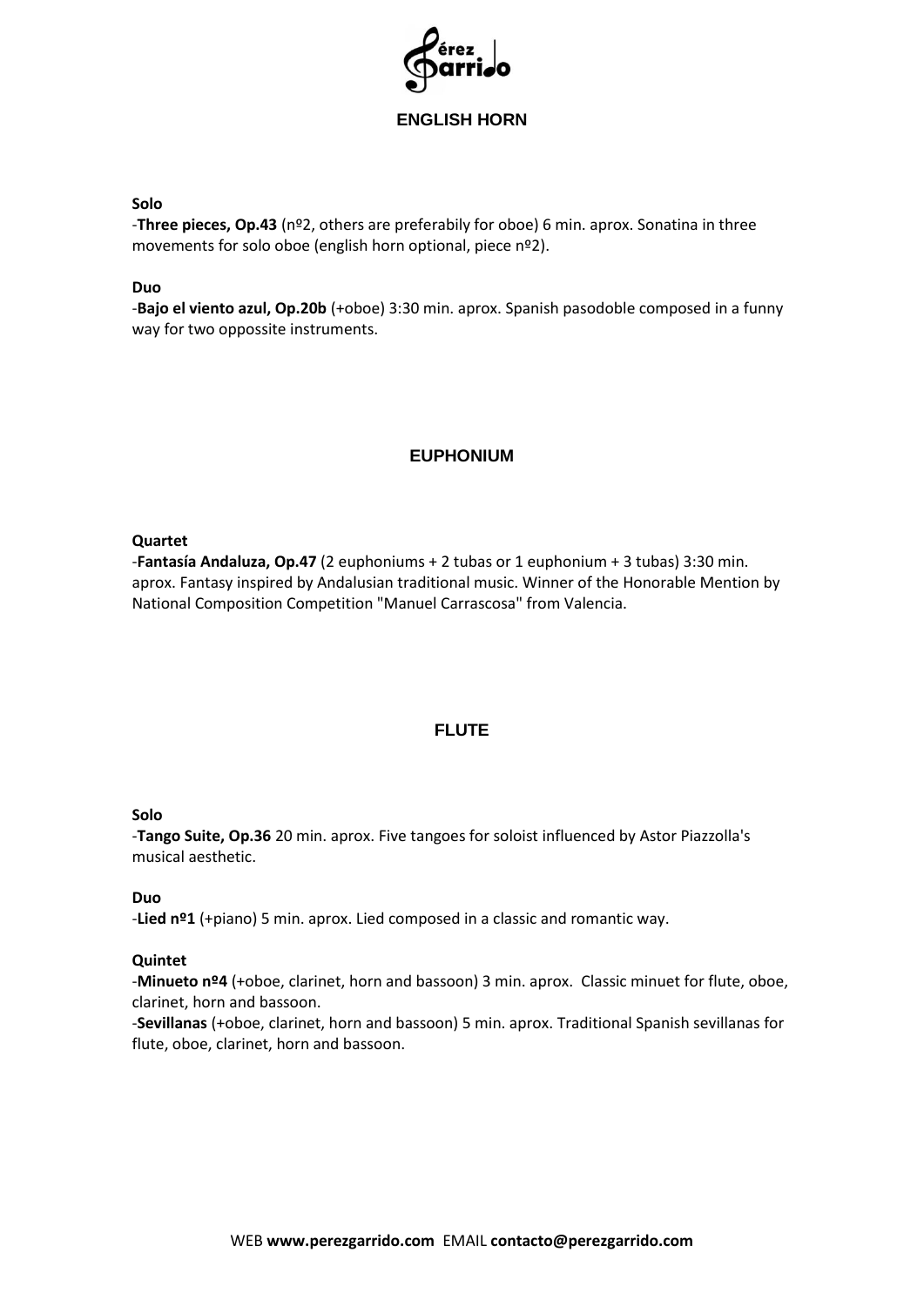## ENGLISH HORN

### Solo

-**Three pieces, Op.43** (nº2, others are preferabily for oboe) 6 min. aprox. Sonatina in three movements for solo oboe (english horn optional, piece nº2).

### Duo

-**Bajo el viento azul, Op.20b** (+oboe) 3:30 min. aprox. Spanish pasodoble composed in a funny way for two oppossite instruments.

## EUPHONIUM

### Quartet

-**Fantasía Andaluza, Op.47** (2 euphoniums + 2 tubas or 1 euphonium + 3 tubas) 3:30 min. aprox. Fantasy inspired by Andalusian traditional music. Winner of the Honorable Mention by National Composition Competition "Manuel Carrascosa" from Valencia.

## FLUTE

### Solo

-**Tango Suite, Op.36** 20 min. aprox. Five tangoes for soloist influenced by Astor Piazzolla's musical aesthetic.

### Duo

-**Lied nº1** (+piano) 5 min. aprox. Lied composed in a classic and romantic way.

### Quintet

-**Minueto nº4** (+oboe, clarinet, horn and bassoon) 3 min. aprox. Classic minuet for flute, oboe, clarinet, horn and bassoon.

-**Sevillanas** (+oboe, clarinet, horn and bassoon) 5 min. aprox. Traditional Spanish sevillanas for flute, oboe, clarinet, horn and bassoon.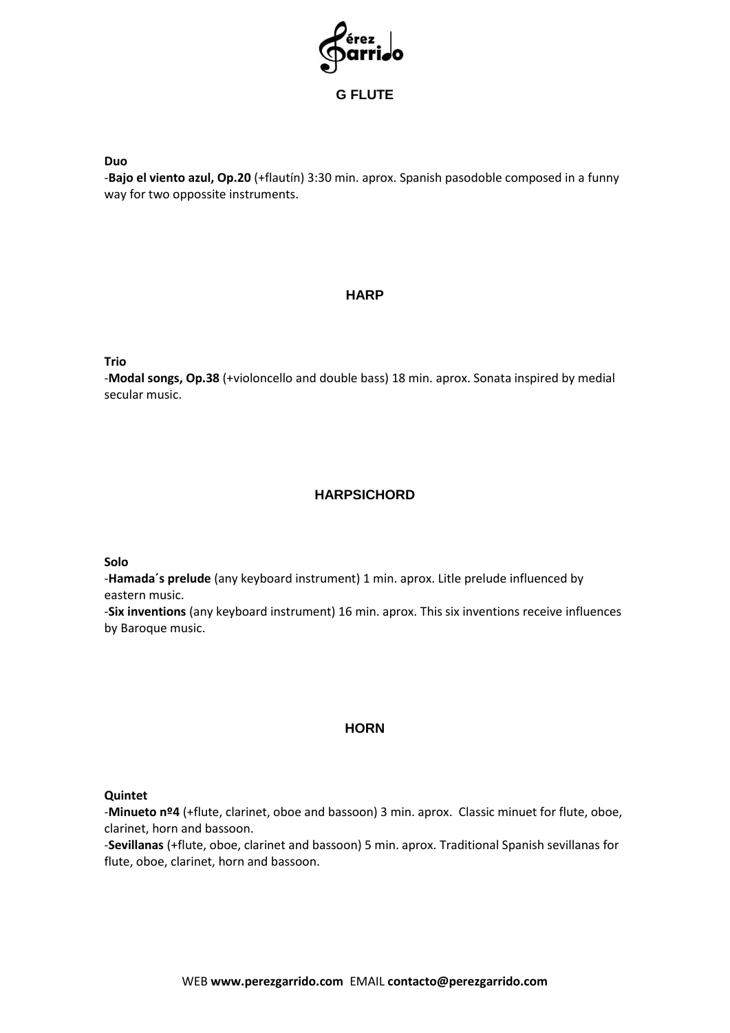## G FLUTE

**Duo**

-**Bajo el viento azul, Op.20** (+flautín) 3:30 min. aprox. Spanish pasodoble composed in a funny way for two oppossite instruments.

## HARP

**Trio**

-**Modal songs, Op.38** (+violoncello and double bass) 18 min. aprox. Sonata inspired by medial secular music.

## HARPSICHORD

**Solo**

-**Hamada´s prelude** (any keyboard instrument) 1 min. aprox. Litle prelude influenced by eastern music.

-**Six inventions** (any keyboard instrument) 16 min. aprox. This six inventions receive influences by Baroque music.

## HORN

**Quintet**

-**Minueto nº4** (+flute, clarinet, oboe and bassoon) 3 min. aprox. Classic minuet for flute, oboe, clarinet, horn and bassoon.

-**Sevillanas** (+flute, oboe, clarinet and bassoon) 5 min. aprox. Traditional Spanish sevillanas for flute, oboe, clarinet, horn and bassoon.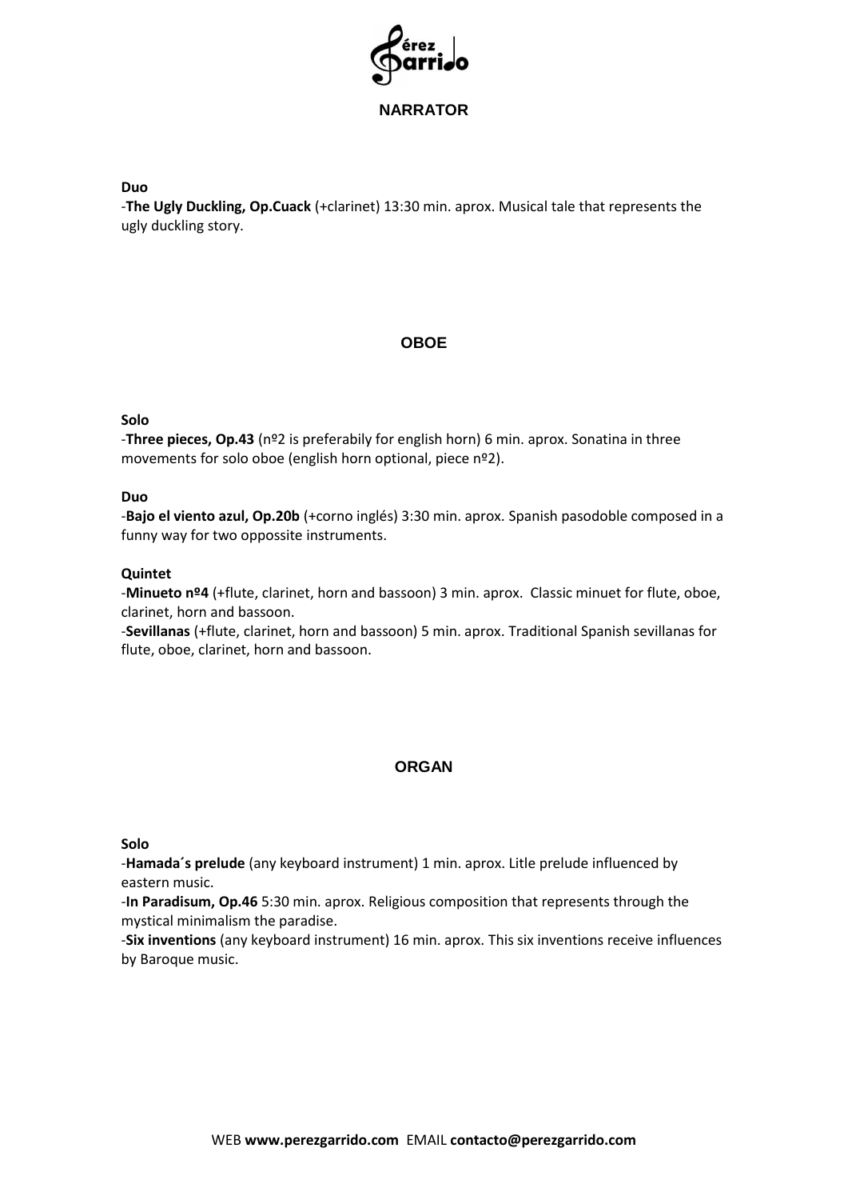## NARRATOR

**Duo**

-**The Ugly Duckling, Op.Cuack** (+clarinet) 13:30 min. aprox. Musical tale that represents the ugly duckling story.

## OBOE

**Solo**

-**Three pieces, Op.43** (nº2 is preferabily for english horn) 6 min. aprox. Sonatina in three movements for solo oboe (english horn optional, piece nº2).

**Duo**

-**Bajo el viento azul, Op.20b** (+corno inglés) 3:30 min. aprox. Spanish pasodoble composed in a funny way for two oppossite instruments.

**Quintet**

-**Minueto nº4** (+flute, clarinet, horn and bassoon) 3 min. aprox. Classic minuet for flute, oboe, clarinet, horn and bassoon.

-**Sevillanas** (+flute, clarinet, horn and bassoon) 5 min. aprox. Traditional Spanish sevillanas for flute, oboe, clarinet, horn and bassoon.

## ORGAN

**Solo**

-**Hamada´s prelude** (any keyboard instrument) 1 min. aprox. Litle prelude influenced by eastern music.

-**In Paradisum, Op.46** 5:30 min. aprox. Religious composition that represents through the mystical minimalism the paradise.

-**Six inventions** (any keyboard instrument) 16 min. aprox. This six inventions receive influences by Baroque music.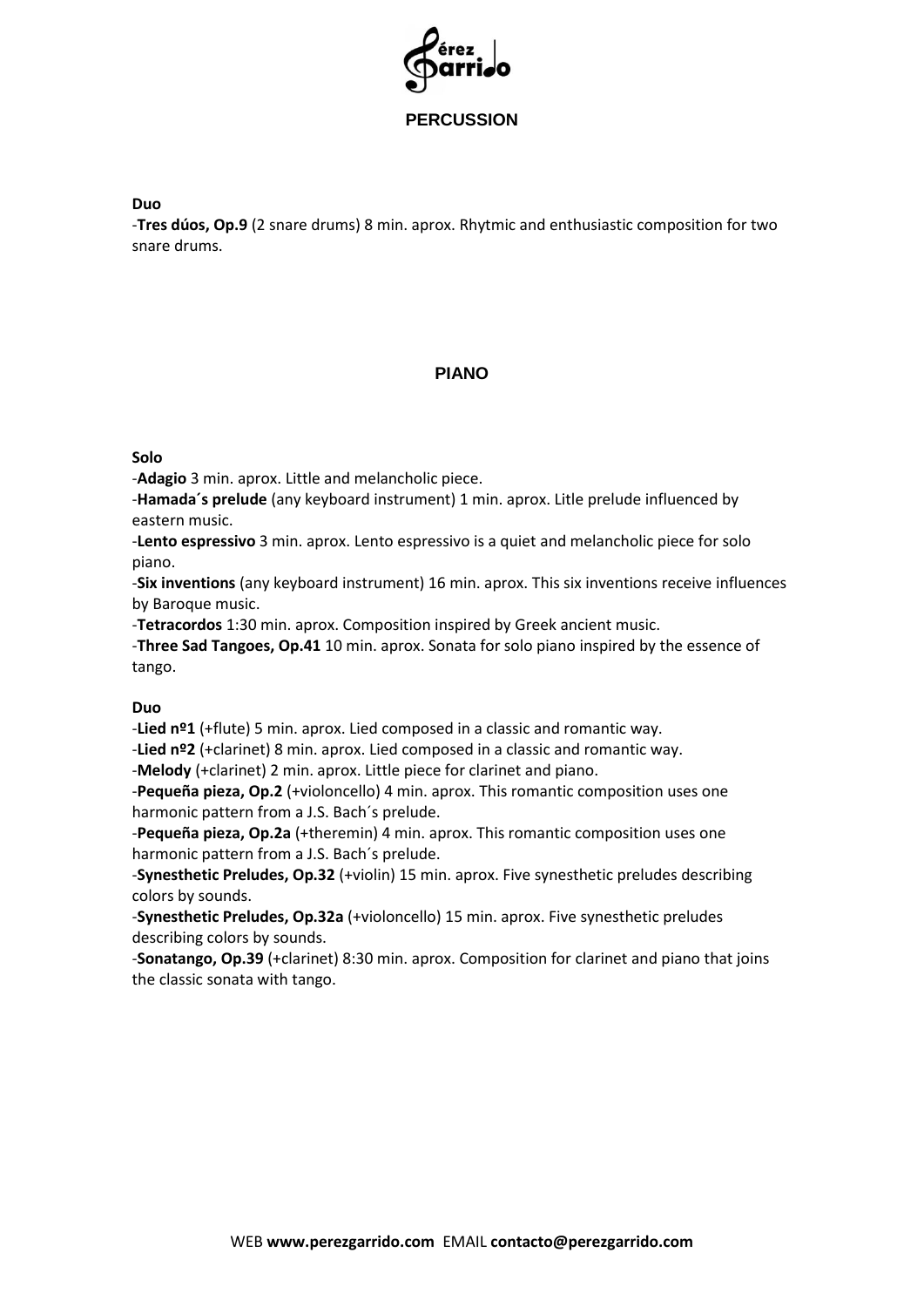## PERCUSSION

### Duo

-**Tres dúos, Op.9** (2 snare drums) 8 min. aprox. Rhytmic and enthusiastic composition for two snare drums.

## PIANO

### Solo

-**Adagio** 3 min. aprox. Little and melancholic piece.
-**Hamada´s prelude** (any keyboard instrument) 1 min. aprox. Litle prelude influenced by eastern music.
-**Lento espressivo** 3 min. aprox. Lento espressivo is a quiet and melancholic piece for solo piano.
-**Six inventions** (any keyboard instrument) 16 min. aprox. This six inventions receive influences by Baroque music.
-**Tetracordos** 1:30 min. aprox. Composition inspired by Greek ancient music.
-**Three Sad Tangoes, Op.41** 10 min. aprox. Sonata for solo piano inspired by the essence of tango.

### Duo

-**Lied nº1** (+flute) 5 min. aprox. Lied composed in a classic and romantic way.
-**Lied nº2** (+clarinet) 8 min. aprox. Lied composed in a classic and romantic way.
-**Melody** (+clarinet) 2 min. aprox. Little piece for clarinet and piano.
-**Pequeña pieza, Op.2** (+violoncello) 4 min. aprox. This romantic composition uses one harmonic pattern from a J.S. Bach´s prelude.
-**Pequeña pieza, Op.2a** (+theremin) 4 min. aprox. This romantic composition uses one harmonic pattern from a J.S. Bach´s prelude.
-**Synesthetic Preludes, Op.32** (+violin) 15 min. aprox. Five synesthetic preludes describing colors by sounds.
-**Synesthetic Preludes, Op.32a** (+violoncello) 15 min. aprox. Five synesthetic preludes describing colors by sounds.
-**Sonatango, Op.39** (+clarinet) 8:30 min. aprox. Composition for clarinet and piano that joins the classic sonata with tango.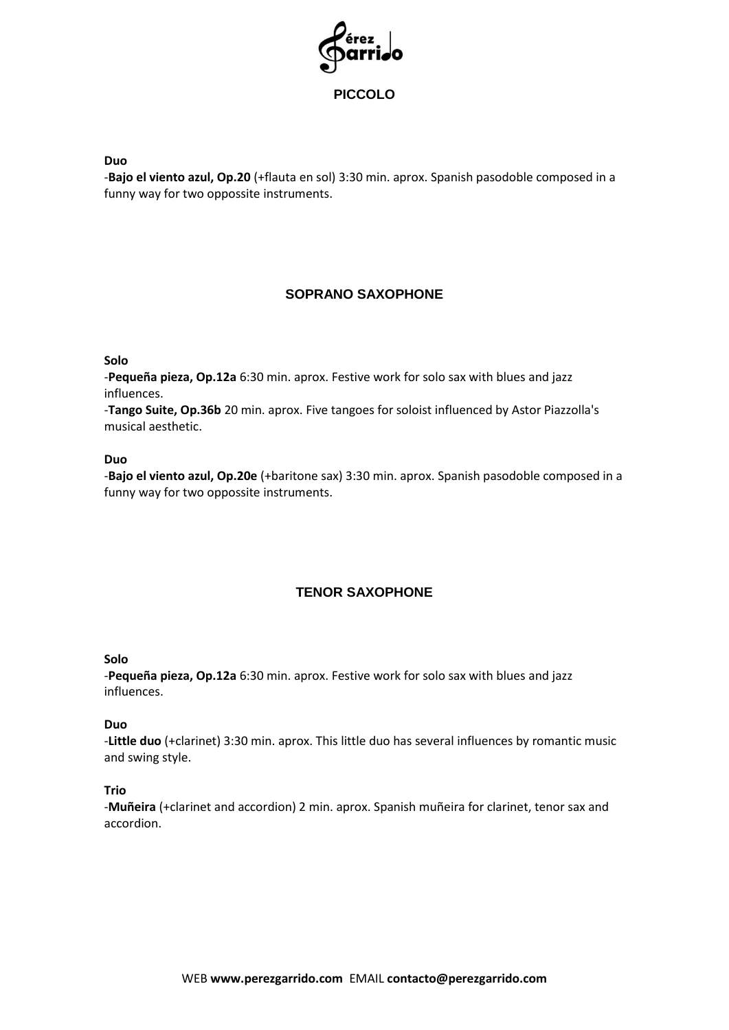## PICCOLO

**Duo**

-**Bajo el viento azul, Op.20** (+flauta en sol) 3:30 min. aprox. Spanish pasodoble composed in a funny way for two oppossite instruments.

## SOPRANO SAXOPHONE

**Solo**

-**Pequeña pieza, Op.12a** 6:30 min. aprox. Festive work for solo sax with blues and jazz influences.

-**Tango Suite, Op.36b** 20 min. aprox. Five tangoes for soloist influenced by Astor Piazzolla's musical aesthetic.

**Duo**

-**Bajo el viento azul, Op.20e** (+baritone sax) 3:30 min. aprox. Spanish pasodoble composed in a funny way for two oppossite instruments.

## TENOR SAXOPHONE

**Solo**

-**Pequeña pieza, Op.12a** 6:30 min. aprox. Festive work for solo sax with blues and jazz influences.

**Duo**

-**Little duo** (+clarinet) 3:30 min. aprox. This little duo has several influences by romantic music and swing style.

**Trio**

-**Muñeira** (+clarinet and accordion) 2 min. aprox. Spanish muñeira for clarinet, tenor sax and accordion.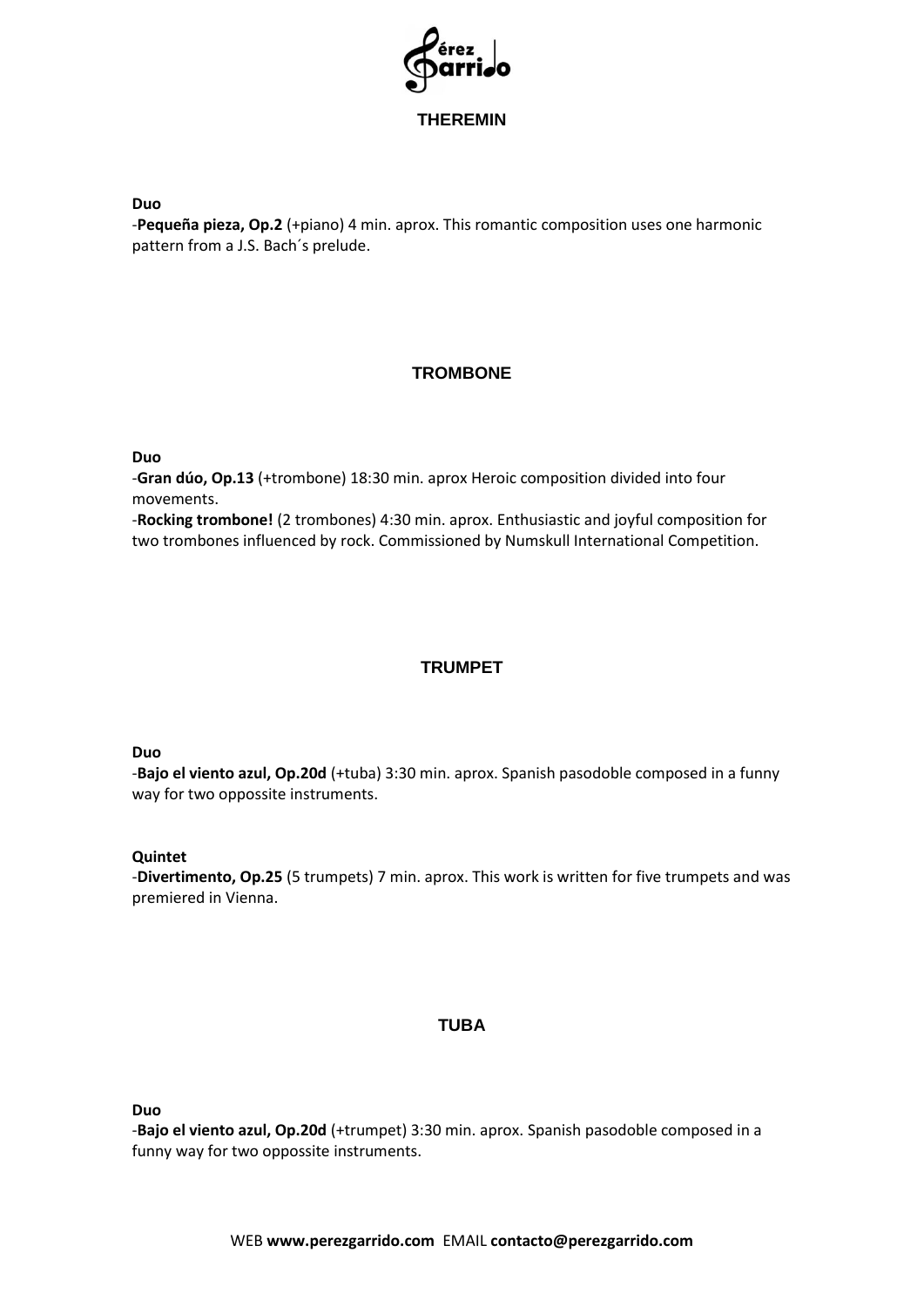## THEREMIN

**Duo**

-**Pequeña pieza, Op.2** (+piano) 4 min. aprox. This romantic composition uses one harmonic pattern from a J.S. Bach´s prelude.

## TROMBONE

**Duo**

-**Gran dúo, Op.13** (+trombone) 18:30 min. aprox Heroic composition divided into four movements.

-**Rocking trombone!** (2 trombones) 4:30 min. aprox. Enthusiastic and joyful composition for two trombones influenced by rock. Commissioned by Numskull International Competition.

## TRUMPET

**Duo**

-**Bajo el viento azul, Op.20d** (+tuba) 3:30 min. aprox. Spanish pasodoble composed in a funny way for two oppossite instruments.

**Quintet**

-**Divertimento, Op.25** (5 trumpets) 7 min. aprox. This work is written for five trumpets and was premiered in Vienna.

## TUBA

**Duo**

-**Bajo el viento azul, Op.20d** (+trumpet) 3:30 min. aprox. Spanish pasodoble composed in a funny way for two oppossite instruments.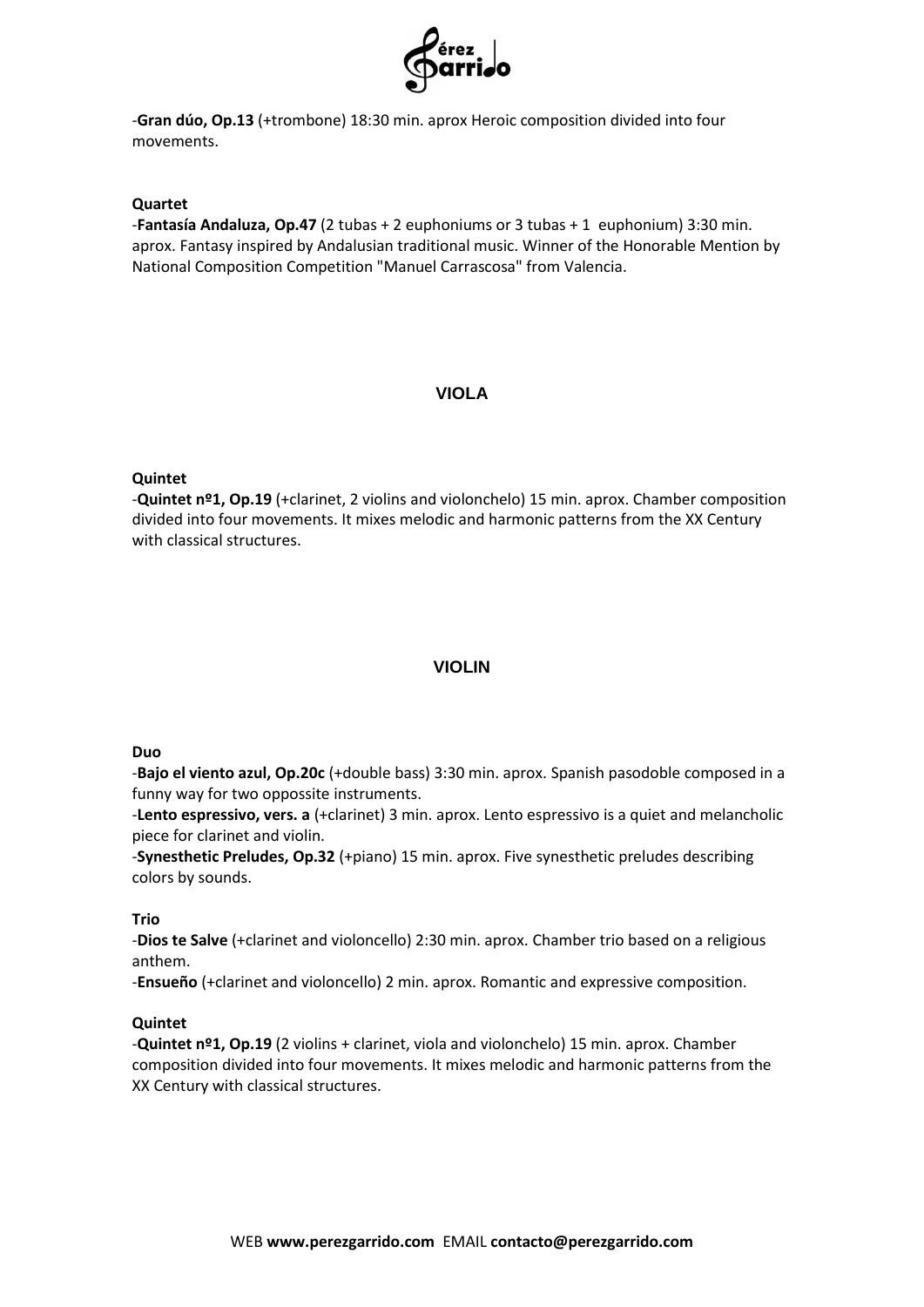-**Gran dúo, Op.13** (+trombone) 18:30 min. aprox Heroic composition divided into four movements.

**Quartet**

-**Fantasía Andaluza, Op.47** (2 tubas + 2 euphoniums or 3 tubas + 1 euphonium) 3:30 min. aprox. Fantasy inspired by Andalusian traditional music. Winner of the Honorable Mention by National Composition Competition "Manuel Carrascosa" from Valencia.

## VIOLA

**Quintet**

-**Quintet nº1, Op.19** (+clarinet, 2 violins and violonchelo) 15 min. aprox. Chamber composition divided into four movements. It mixes melodic and harmonic patterns from the XX Century with classical structures.

## VIOLIN

**Duo**

-**Bajo el viento azul, Op.20c** (+double bass) 3:30 min. aprox. Spanish pasodoble composed in a funny way for two oppossite instruments.

-**Lento espressivo, vers. a** (+clarinet) 3 min. aprox. Lento espressivo is a quiet and melancholic piece for clarinet and violin.

-**Synesthetic Preludes, Op.32** (+piano) 15 min. aprox. Five synesthetic preludes describing colors by sounds.

**Trio**

-**Dios te Salve** (+clarinet and violoncello) 2:30 min. aprox. Chamber trio based on a religious anthem.

-**Ensueño** (+clarinet and violoncello) 2 min. aprox. Romantic and expressive composition.

**Quintet**

-**Quintet nº1, Op.19** (2 violins + clarinet, viola and violonchelo) 15 min. aprox. Chamber composition divided into four movements. It mixes melodic and harmonic patterns from the XX Century with classical structures.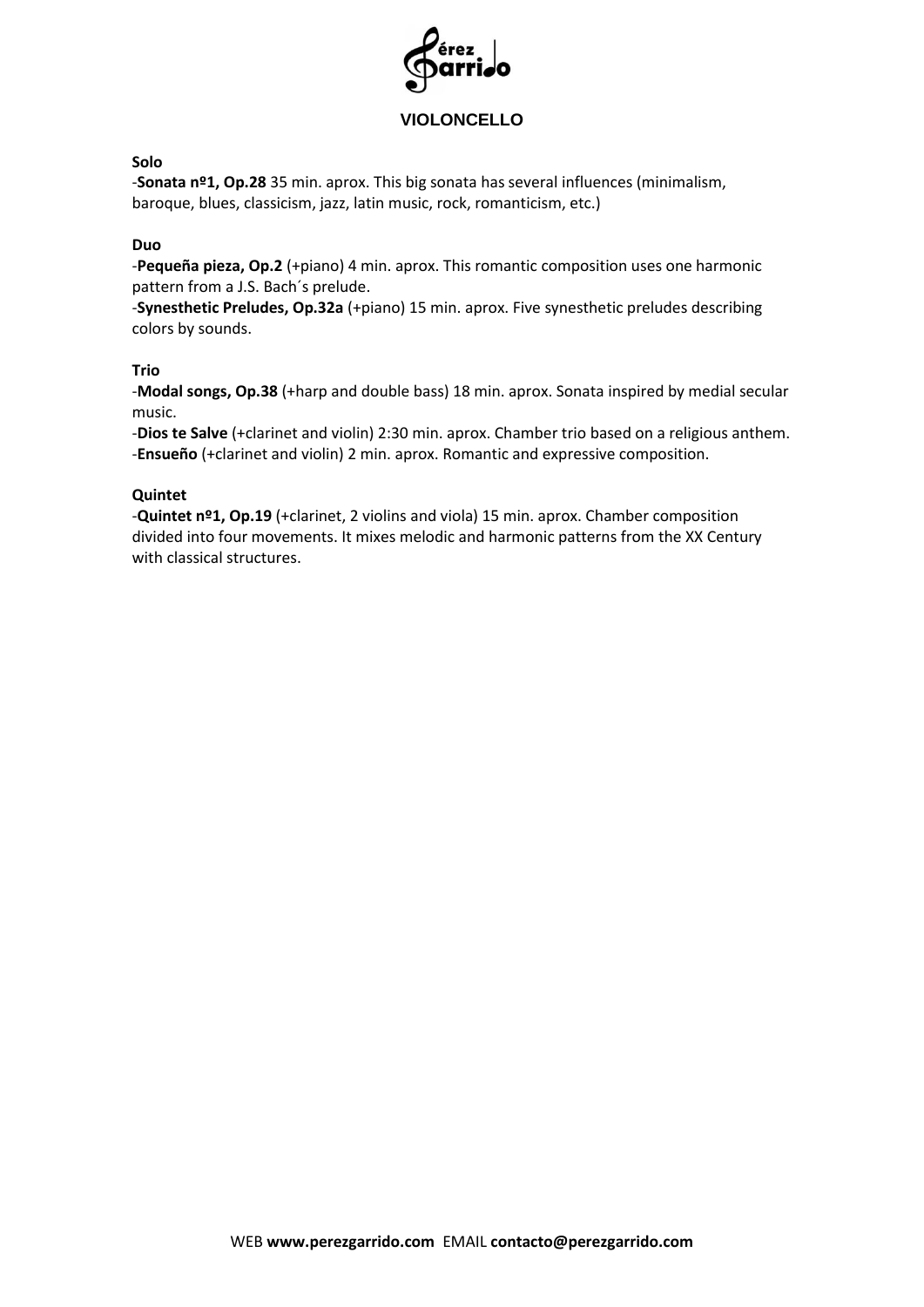# VIOLONCELLO

**Solo**

-**Sonata nº1, Op.28** 35 min. aprox. This big sonata has several influences (minimalism, baroque, blues, classicism, jazz, latin music, rock, romanticism, etc.)

**Duo**

-**Pequeña pieza, Op.2** (+piano) 4 min. aprox. This romantic composition uses one harmonic pattern from a J.S. Bach´s prelude.

-**Synesthetic Preludes, Op.32a** (+piano) 15 min. aprox. Five synesthetic preludes describing colors by sounds.

**Trio**

-**Modal songs, Op.38** (+harp and double bass) 18 min. aprox. Sonata inspired by medial secular music.

-**Dios te Salve** (+clarinet and violin) 2:30 min. aprox. Chamber trio based on a religious anthem.

-**Ensueño** (+clarinet and violin) 2 min. aprox. Romantic and expressive composition.

**Quintet**

-**Quintet nº1, Op.19** (+clarinet, 2 violins and viola) 15 min. aprox. Chamber composition divided into four movements. It mixes melodic and harmonic patterns from the XX Century with classical structures.

WEB **www.perezgarrido.com** EMAIL **contacto@perezgarrido.com**